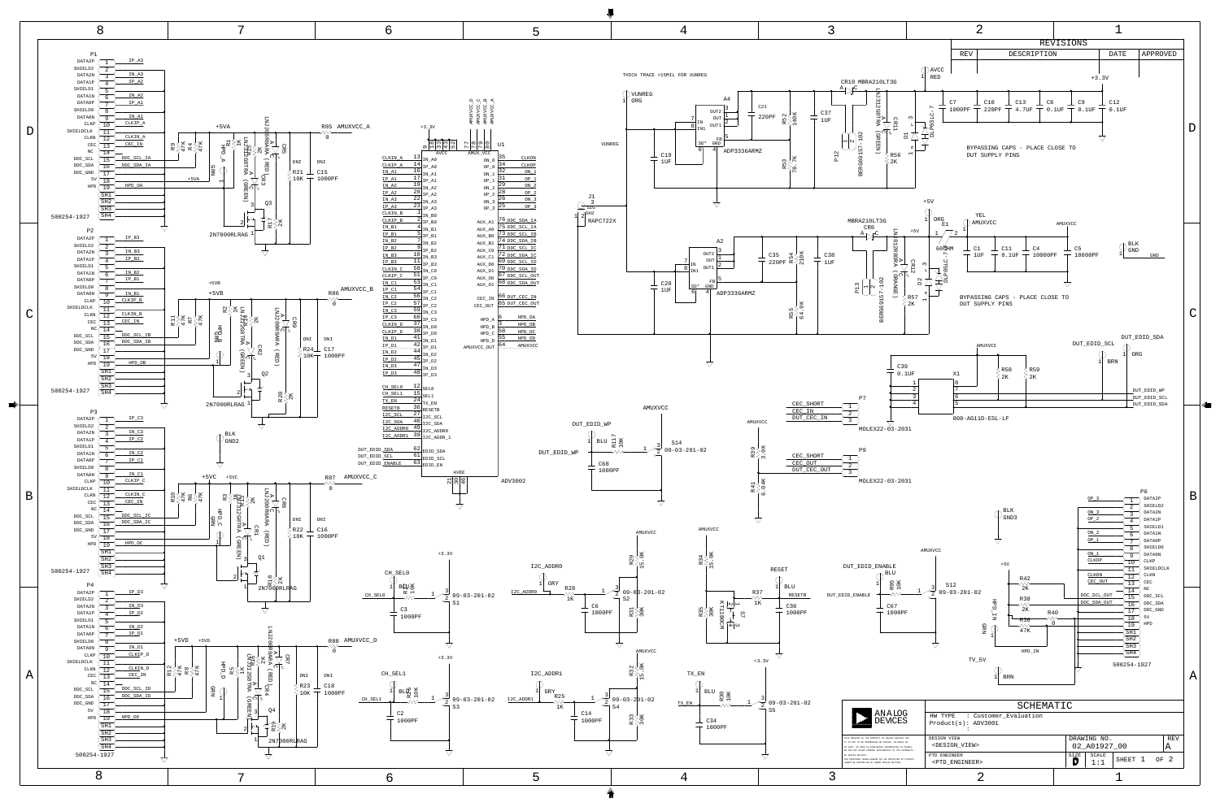**SCHEMATIC**

HW TYPE : Customer_Evaluation
Product(s): ADV3001

| REVISIONS | | | |
|---|---|---|---|
| REV | DESCRIPTION | DATE | APPROVED |

THICK TRACE >15MIL FOR VUNREG

BYPASSING CAPS - PLACE CLOSE TO DUT SUPPLY PINS

BYPASSING CAPS - PLACE CLOSE TO DUT SUPPLY PINS

DESIGN VIEW: <DESIGN_VIEW>
PTD ENGINEER: <PTD_ENGINEER>

DRAWING NO. 02_A01927_00 | REV A
SIZE D | SCALE 1:1 | SHEET 1 OF 2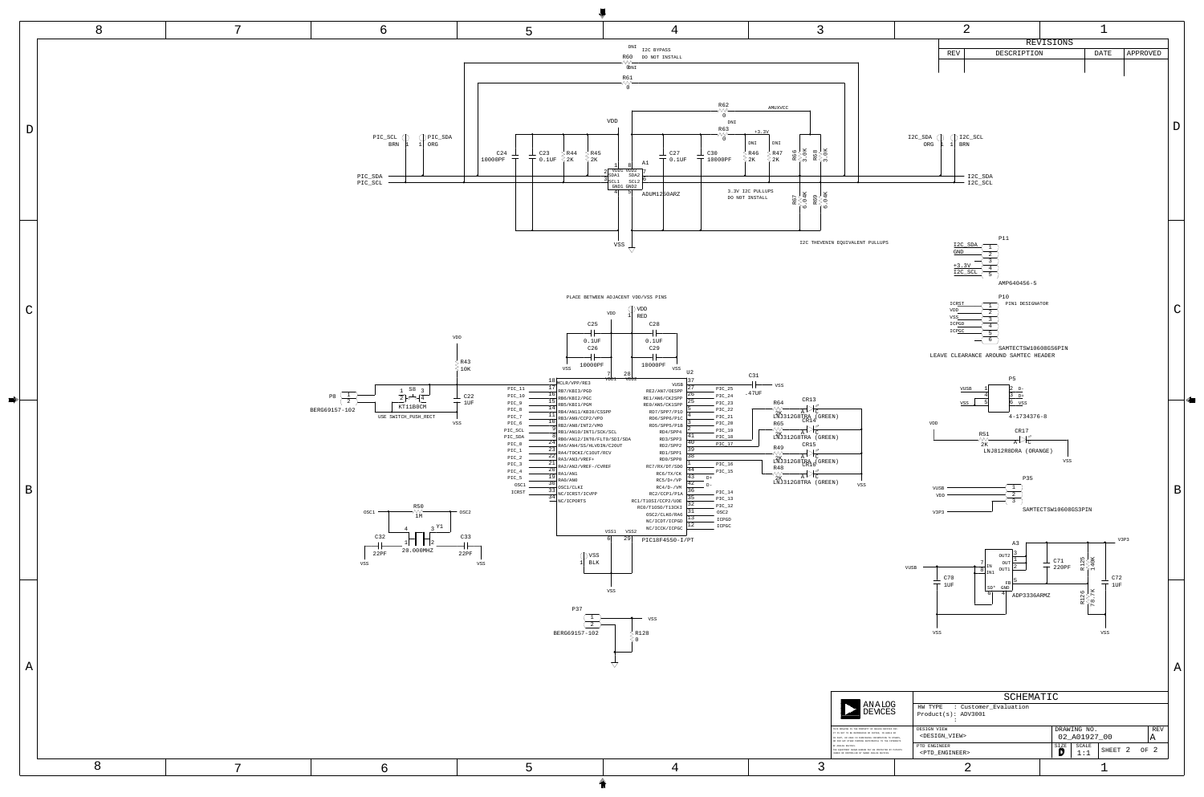REVISIONS

| REV | DESCRIPTION | DATE | APPROVED |
| --- | --- | --- | --- |
| | | | |

DNI I2C BYPASS
R60 DO NOT INSTALL
0 DNI
R61
0

R62
0 AMUXVCC
DNI
R63
0 +3.3V
DNI DNI

VDD

PIC_SCL BRN 1
PIC_SDA ORG 1

C24 10000PF
C23 0.1UF
R44 2K
R45 2K

A1
VDD1 VDD2
SDA1 SDA2
SCL1 SCL2
GND1 GND2
ADUM1250ARZ

C27 0.1UF
C30 10000PF
R46 2K
R47 2K

R66 3.0K
R68 3.0K
R67 6.04K
R69 6.04K

I2C_SDA ORG 1
I2C_SCL BRN 1

PIC_SDA
PIC_SCL
I2C_SDA
I2C_SCL

3.3V I2C PULLUPS
DO NOT INSTALL

VSS

I2C THEVENIN EQUIVALENT PULLUPS

P11
I2C_SDA 1
GND 2
3
+3.3V 4
I2C_SCL 5
AMP640456-5

P10
ICRST 1 PIN1 DESIGNATOR
VDD 2
VSS 3
ICPGD 4
ICPGC 5
6
SAMTECTSW10608GS6PIN
LEAVE CLEARANCE AROUND SAMTEC HEADER

PLACE BETWEEN ADJACENT VDD/VSS PINS

VDD RED 1
C25 0.1UF
C26 10000PF
C28 0.1UF
C29 10000PF

VDD
R43 10K

P8
BERG69157-102
S8
KT11B0CM
USE SWITCH_PUSH_RECT
C22 1UF
VSS

U2
PIC18F4550-I/PT

| PIC signal | Pin | Function |
| --- | --- | --- |
| | 18 | MCLR/VPP/RE3 |
| PIC_11 | 17 | RB7/KBI3/PGD |
| PIC_10 | 16 | RB6/KBI2/PGC |
| PIC_9 | 15 | RB5/KBI1/PGM |
| PIC_8 | 14 | RB4/AN11/KBI0/CSSPP |
| PIC_7 | 11 | RB3/AN9/CCP2/VPO |
| PIC_6 | 10 | RB2/AN8/INT2/VMO |
| PIC_SCL | 9 | RB1/AN10/INT1/SCK/SCL |
| PIC_SDA | 8 | RB0/AN12/INT0/FLT0/SDI/SDA |
| PIC_0 | 24 | RA5/AN4/SS/HLVDIN/C2OUT |
| PIC_1 | 23 | RA4/T0CKI/C1OUT/RCV |
| PIC_2 | 22 | RA3/AN3/VREF+ |
| PIC_3 | 21 | RA2/AN2/VREF-/CVREF |
| PIC_4 | 20 | RA1/AN1 |
| PIC_5 | 19 | RA0/AN0 |
| OSC1 | 30 | OSC1/CLKI |
| ICRST | 33 | NC/ICRST/ICVPP |
| | 34 | NC/ICPORTS |

| Function | Pin | Signal |
| --- | --- | --- |
| VUSB | 37 | |
| RE2/AN7/OESPP | 27 | PIC_35 |
| RE1/AN6/CK2SPP | 26 | PIC_24 |
| RE0/AN5/CK1SPP | 25 | PIC_23 |
| RD7/SPP7/P1D | 5 | PIC_22 |
| RD6/SPP6/P1C | 4 | PIC_21 |
| RD5/SPP5/P1B | 3 | PIC_20 |
| RD4/SPP4 | 2 | PIC_19 |
| RD3/SPP3 | 41 | PIC_18 |
| RD2/SPP2 | 40 | PIC_17 |
| RD1/SPP1 | 39 | |
| RD0/SPP0 | 38 | |
| RC7/RX/DT/SDO | 1 | PIC_16 |
| RC6/TX/CK | 44 | PIC_15 |
| RC5/D+/VP | 43 | D+ |
| RC4/D-/VM | 42 | D- |
| RC2/CCP1/P1A | 36 | PIC_14 |
| RC1/T1OSI/CCP2/UOE | 35 | PIC_13 |
| RC0/T1OSO/T13CKI | 32 | PIC_12 |
| OSC2/CLKO/RA6 | 31 | OSC2 |
| NC/ICDT/ICPGD | 13 | ICPGD |
| NC/ICCK/ICPGC | 12 | ICPGC |

VDD1 7, VDD2 28, VSS1 6, VSS2 29

C31 .47UF VSS

R64 CR13 LNJ312G8TRA (GREEN)
R65 CR14 LNJ312G8TRA (GREEN)
R49 CR15 LNJ312G8TRA (GREEN)
R48 CR16 LNJ312G8TRA (GREEN)
VSS

OSC1 R50 1M OSC2
Y1 20.000MHZ
C32 22PF
C33 22PF
VSS VSS

VSS BLK 1
VSS

P37
BERG69157-102
VSS
R128 0

P5
VUSB 1 2 D-
4 3 D+
VSS 5 6 VSS
4-1734376-8

VDD
R51 2K
CR17 LNJ812R8DRA (ORANGE)
VSS

P35
VUSB 1
VDD 2
V3P3 3
SAMTECTSW10608GS3PIN

A3
ADP3336ARMZ
VUSB
IN, IN1, OUT, OUT1, OUT2, FB, SD*, GND
C70 1UF
C71 220PF
R125 140K
R126 78.7K
C72 1UF
V3P3
VSS VSS

ANALOG DEVICES

SCHEMATIC

HW TYPE : Customer_Evaluation
Product(s): ADV3001

DESIGN VIEW <DESIGN_VIEW>
PTD ENGINEER <PTD_ENGINEER>
DRAWING NO. 02_A01927_00
REV A
SIZE D
SCALE 1:1
SHEET 2 OF 2